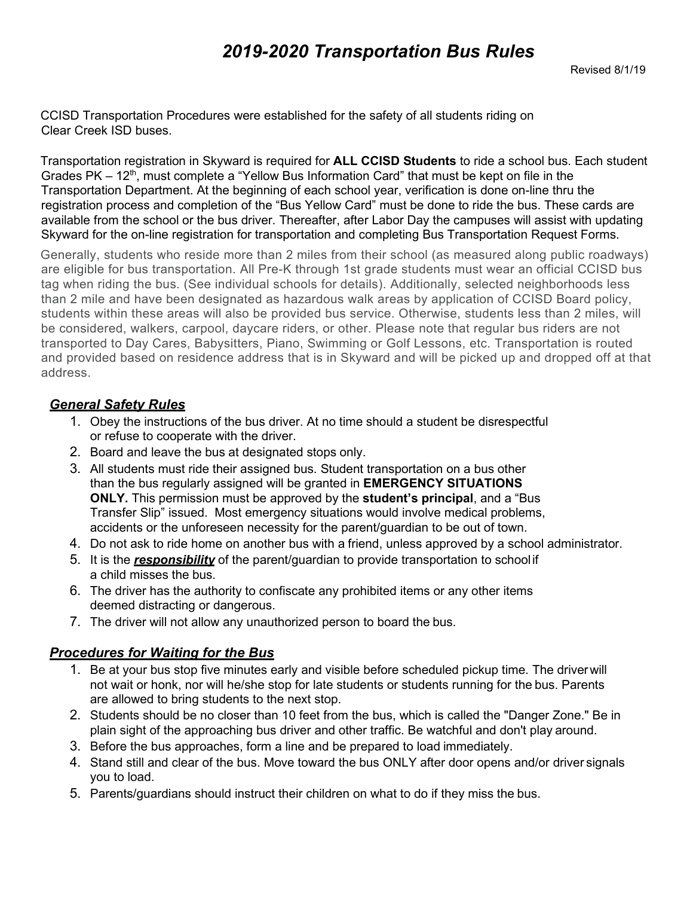# *2019-2020 Transportation Bus Rules*

Revised 8/1/19

CCISD Transportation Procedures were established for the safety of all students riding on Clear Creek ISD buses.

Transportation registration in Skyward is required for **ALL CCISD Students** to ride a school bus. Each student Grades PK – 12th, must complete a "Yellow Bus Information Card" that must be kept on file in the Transportation Department. At the beginning of each school year, verification is done on-line thru the registration process and completion of the "Bus Yellow Card" must be done to ride the bus. These cards are available from the school or the bus driver. Thereafter, after Labor Day the campuses will assist with updating Skyward for the on-line registration for transportation and completing Bus Transportation Request Forms.

Generally, students who reside more than 2 miles from their school (as measured along public roadways) are eligible for bus transportation. All Pre-K through 1st grade students must wear an official CCISD bus tag when riding the bus. (See individual schools for details). Additionally, selected neighborhoods less than 2 mile and have been designated as hazardous walk areas by application of CCISD Board policy, students within these areas will also be provided bus service. Otherwise, students less than 2 miles, will be considered, walkers, carpool, daycare riders, or other. Please note that regular bus riders are not transported to Day Cares, Babysitters, Piano, Swimming or Golf Lessons, etc. Transportation is routed and provided based on residence address that is in Skyward and will be picked up and dropped off at that address.

## ***General Safety Rules***

1. Obey the instructions of the bus driver. At no time should a student be disrespectful or refuse to cooperate with the driver.
2. Board and leave the bus at designated stops only.
3. All students must ride their assigned bus. Student transportation on a bus other than the bus regularly assigned will be granted in **EMERGENCY SITUATIONS ONLY.** This permission must be approved by the **student's principal**, and a "Bus Transfer Slip" issued. Most emergency situations would involve medical problems, accidents or the unforeseen necessity for the parent/guardian to be out of town.
4. Do not ask to ride home on another bus with a friend, unless approved by a school administrator.
5. It is the ***responsibility*** of the parent/guardian to provide transportation to school if a child misses the bus.
6. The driver has the authority to confiscate any prohibited items or any other items deemed distracting or dangerous.
7. The driver will not allow any unauthorized person to board the bus.

## ***Procedures for Waiting for the Bus***

1. Be at your bus stop five minutes early and visible before scheduled pickup time. The driver will not wait or honk, nor will he/she stop for late students or students running for the bus. Parents are allowed to bring students to the next stop.
2. Students should be no closer than 10 feet from the bus, which is called the "Danger Zone." Be in plain sight of the approaching bus driver and other traffic. Be watchful and don't play around.
3. Before the bus approaches, form a line and be prepared to load immediately.
4. Stand still and clear of the bus. Move toward the bus ONLY after door opens and/or driver signals you to load.
5. Parents/guardians should instruct their children on what to do if they miss the bus.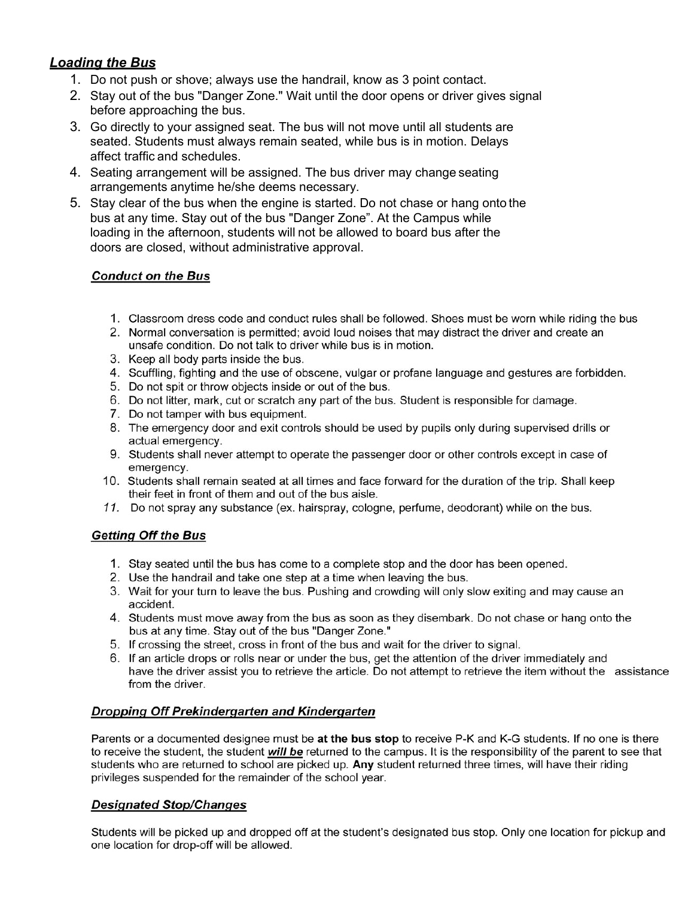## *Loading the Bus*

1. Do not push or shove; always use the handrail, know as 3 point contact.
2. Stay out of the bus "Danger Zone." Wait until the door opens or driver gives signal before approaching the bus.
3. Go directly to your assigned seat. The bus will not move until all students are seated. Students must always remain seated, while bus is in motion. Delays affect traffic and schedules.
4. Seating arrangement will be assigned. The bus driver may change seating arrangements anytime he/she deems necessary.
5. Stay clear of the bus when the engine is started. Do not chase or hang onto the bus at any time. Stay out of the bus "Danger Zone". At the Campus while loading in the afternoon, students will not be allowed to board bus after the doors are closed, without administrative approval.

### *Conduct on the Bus*

1. Classroom dress code and conduct rules shall be followed. Shoes must be worn while riding the bus
2. Normal conversation is permitted; avoid loud noises that may distract the driver and create an unsafe condition. Do not talk to driver while bus is in motion.
3. Keep all body parts inside the bus.
4. Scuffling, fighting and the use of obscene, vulgar or profane language and gestures are forbidden.
5. Do not spit or throw objects inside or out of the bus.
6. Do not litter, mark, cut or scratch any part of the bus. Student is responsible for damage.
7. Do not tamper with bus equipment.
8. The emergency door and exit controls should be used by pupils only during supervised drills or actual emergency.
9. Students shall never attempt to operate the passenger door or other controls except in case of emergency.
10. Students shall remain seated at all times and face forward for the duration of the trip. Shall keep their feet in front of them and out of the bus aisle.
11. Do not spray any substance (ex. hairspray, cologne, perfume, deodorant) while on the bus.

### *Getting Off the Bus*

1. Stay seated until the bus has come to a complete stop and the door has been opened.
2. Use the handrail and take one step at a time when leaving the bus.
3. Wait for your turn to leave the bus. Pushing and crowding will only slow exiting and may cause an accident.
4. Students must move away from the bus as soon as they disembark. Do not chase or hang onto the bus at any time. Stay out of the bus "Danger Zone."
5. If crossing the street, cross in front of the bus and wait for the driver to signal.
6. If an article drops or rolls near or under the bus, get the attention of the driver immediately and have the driver assist you to retrieve the article. Do not attempt to retrieve the item without the assistance from the driver.

### *Dropping Off Prekindergarten and Kindergarten*

Parents or a documented designee must be **at the bus stop** to receive P-K and K-G students. If no one is there to receive the student, the student ***will be*** returned to the campus. It is the responsibility of the parent to see that students who are returned to school are picked up. **Any** student returned three times, will have their riding privileges suspended for the remainder of the school year.

### *Designated Stop/Changes*

Students will be picked up and dropped off at the student's designated bus stop. Only one location for pickup and one location for drop-off will be allowed.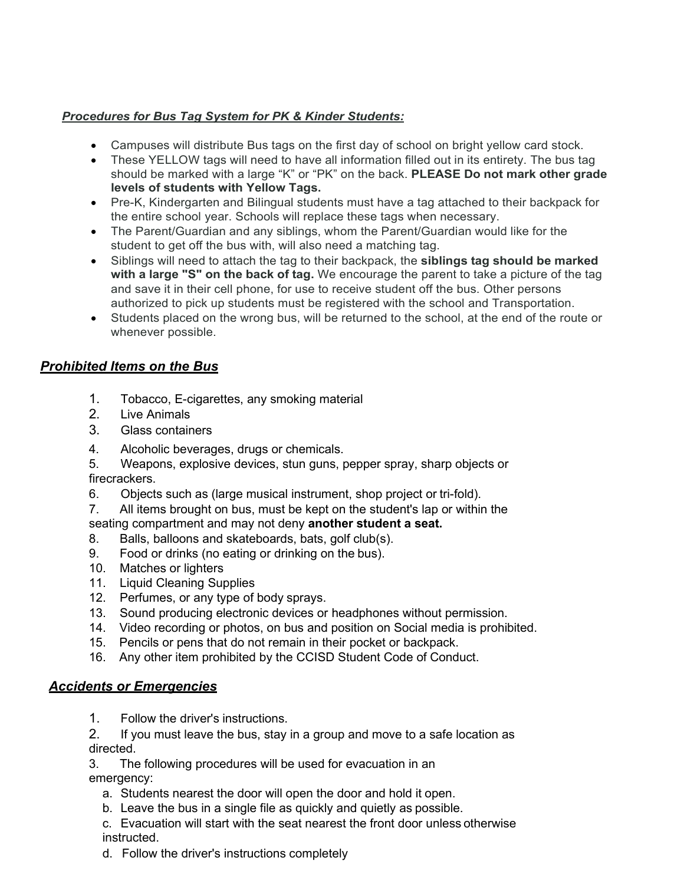***Procedures for Bus Tag System for PK & Kinder Students:***

- Campuses will distribute Bus tags on the first day of school on bright yellow card stock.
- These YELLOW tags will need to have all information filled out in its entirety. The bus tag should be marked with a large "K" or "PK" on the back. **PLEASE Do not mark other grade levels of students with Yellow Tags.**
- Pre-K, Kindergarten and Bilingual students must have a tag attached to their backpack for the entire school year. Schools will replace these tags when necessary.
- The Parent/Guardian and any siblings, whom the Parent/Guardian would like for the student to get off the bus with, will also need a matching tag.
- Siblings will need to attach the tag to their backpack, the **siblings tag should be marked with a large "S" on the back of tag.** We encourage the parent to take a picture of the tag and save it in their cell phone, for use to receive student off the bus. Other persons authorized to pick up students must be registered with the school and Transportation.
- Students placed on the wrong bus, will be returned to the school, at the end of the route or whenever possible.

## ***Prohibited Items on the Bus***

1. Tobacco, E-cigarettes, any smoking material
2. Live Animals
3. Glass containers
4. Alcoholic beverages, drugs or chemicals.
5. Weapons, explosive devices, stun guns, pepper spray, sharp objects or firecrackers.
6. Objects such as (large musical instrument, shop project or tri-fold).
7. All items brought on bus, must be kept on the student's lap or within the seating compartment and may not deny **another student a seat.**
8. Balls, balloons and skateboards, bats, golf club(s).
9. Food or drinks (no eating or drinking on the bus).
10. Matches or lighters
11. Liquid Cleaning Supplies
12. Perfumes, or any type of body sprays.
13. Sound producing electronic devices or headphones without permission.
14. Video recording or photos, on bus and position on Social media is prohibited.
15. Pencils or pens that do not remain in their pocket or backpack.
16. Any other item prohibited by the CCISD Student Code of Conduct.

## ***Accidents or Emergencies***

1. Follow the driver's instructions.
2. If you must leave the bus, stay in a group and move to a safe location as directed.
3. The following procedures will be used for evacuation in an emergency:
   a. Students nearest the door will open the door and hold it open.
   b. Leave the bus in a single file as quickly and quietly as possible.
   c. Evacuation will start with the seat nearest the front door unless otherwise instructed.
   d. Follow the driver's instructions completely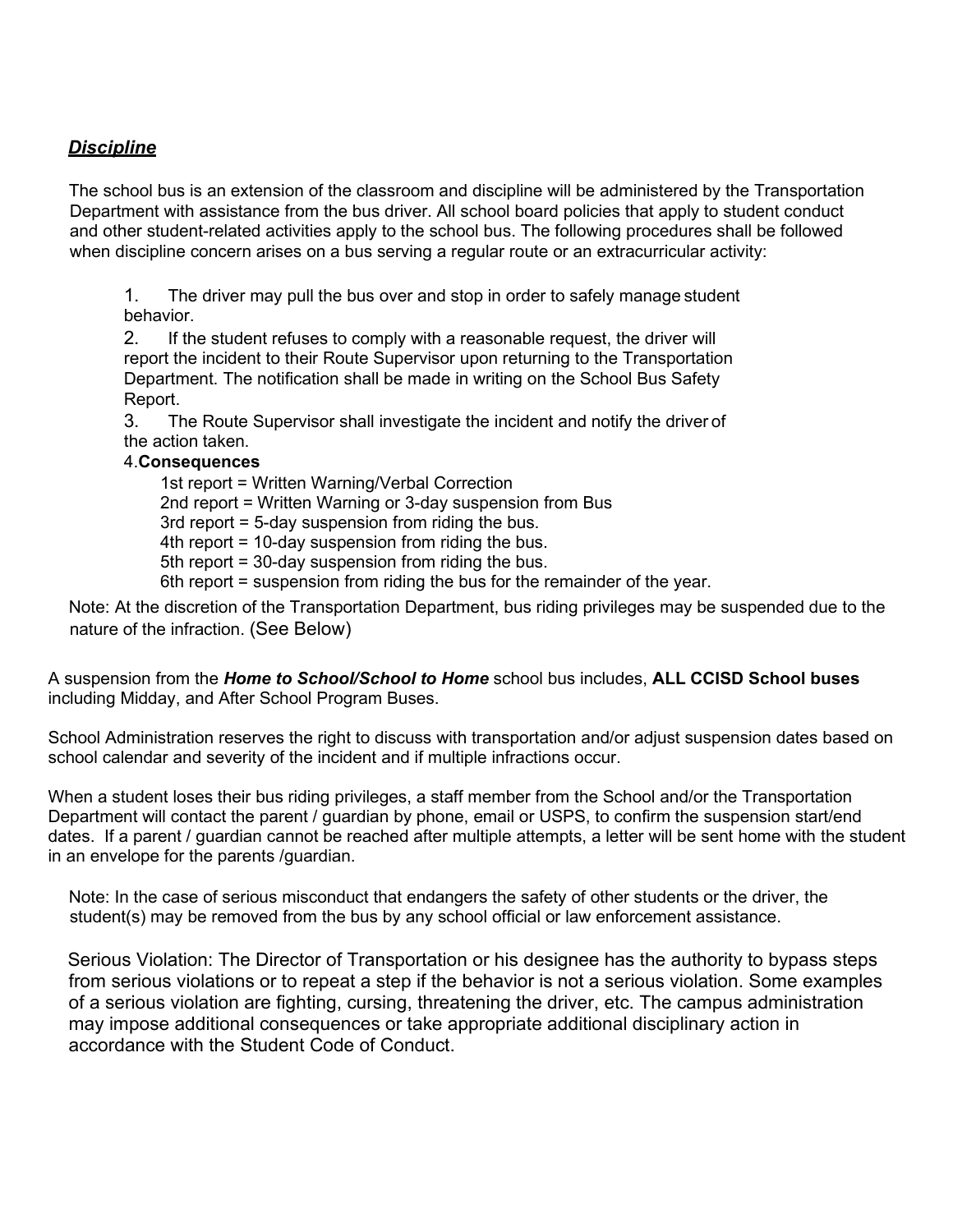## ***Discipline***

The school bus is an extension of the classroom and discipline will be administered by the Transportation Department with assistance from the bus driver. All school board policies that apply to student conduct and other student-related activities apply to the school bus. The following procedures shall be followed when discipline concern arises on a bus serving a regular route or an extracurricular activity:

1. The driver may pull the bus over and stop in order to safely manage student behavior.
2. If the student refuses to comply with a reasonable request, the driver will report the incident to their Route Supervisor upon returning to the Transportation Department. The notification shall be made in writing on the School Bus Safety Report.
3. The Route Supervisor shall investigate the incident and notify the driver of the action taken.
4. **Consequences**
   - 1st report = Written Warning/Verbal Correction
   - 2nd report = Written Warning or 3-day suspension from Bus
   - 3rd report = 5-day suspension from riding the bus.
   - 4th report = 10-day suspension from riding the bus.
   - 5th report = 30-day suspension from riding the bus.
   - 6th report = suspension from riding the bus for the remainder of the year.

Note: At the discretion of the Transportation Department, bus riding privileges may be suspended due to the nature of the infraction. (See Below)

A suspension from the ***Home to School/School to Home*** school bus includes, **ALL CCISD School buses** including Midday, and After School Program Buses.

School Administration reserves the right to discuss with transportation and/or adjust suspension dates based on school calendar and severity of the incident and if multiple infractions occur.

When a student loses their bus riding privileges, a staff member from the School and/or the Transportation Department will contact the parent / guardian by phone, email or USPS, to confirm the suspension start/end dates. If a parent / guardian cannot be reached after multiple attempts, a letter will be sent home with the student in an envelope for the parents /guardian.

Note: In the case of serious misconduct that endangers the safety of other students or the driver, the student(s) may be removed from the bus by any school official or law enforcement assistance.

Serious Violation: The Director of Transportation or his designee has the authority to bypass steps from serious violations or to repeat a step if the behavior is not a serious violation. Some examples of a serious violation are fighting, cursing, threatening the driver, etc. The campus administration may impose additional consequences or take appropriate additional disciplinary action in accordance with the Student Code of Conduct.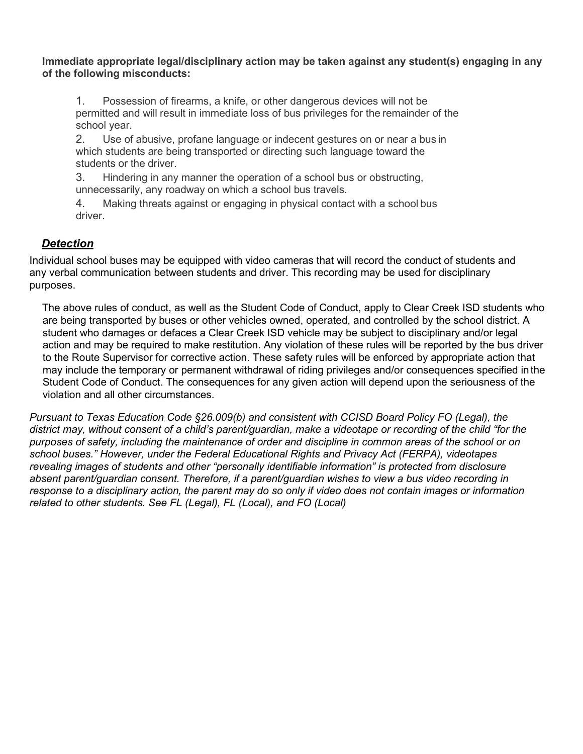**Immediate appropriate legal/disciplinary action may be taken against any student(s) engaging in any of the following misconducts:**

1. Possession of firearms, a knife, or other dangerous devices will not be permitted and will result in immediate loss of bus privileges for the remainder of the school year.
2. Use of abusive, profane language or indecent gestures on or near a bus in which students are being transported or directing such language toward the students or the driver.
3. Hindering in any manner the operation of a school bus or obstructing, unnecessarily, any roadway on which a school bus travels.
4. Making threats against or engaging in physical contact with a school bus driver.

## ***Detection***

Individual school buses may be equipped with video cameras that will record the conduct of students and any verbal communication between students and driver. This recording may be used for disciplinary purposes.

The above rules of conduct, as well as the Student Code of Conduct, apply to Clear Creek ISD students who are being transported by buses or other vehicles owned, operated, and controlled by the school district. A student who damages or defaces a Clear Creek ISD vehicle may be subject to disciplinary and/or legal action and may be required to make restitution. Any violation of these rules will be reported by the bus driver to the Route Supervisor for corrective action. These safety rules will be enforced by appropriate action that may include the temporary or permanent withdrawal of riding privileges and/or consequences specified in the Student Code of Conduct. The consequences for any given action will depend upon the seriousness of the violation and all other circumstances.

*Pursuant to Texas Education Code §26.009(b) and consistent with CCISD Board Policy FO (Legal), the district may, without consent of a child's parent/guardian, make a videotape or recording of the child "for the purposes of safety, including the maintenance of order and discipline in common areas of the school or on school buses." However, under the Federal Educational Rights and Privacy Act (FERPA), videotapes revealing images of students and other "personally identifiable information" is protected from disclosure absent parent/guardian consent. Therefore, if a parent/guardian wishes to view a bus video recording in response to a disciplinary action, the parent may do so only if video does not contain images or information related to other students. See FL (Legal), FL (Local), and FO (Local)*